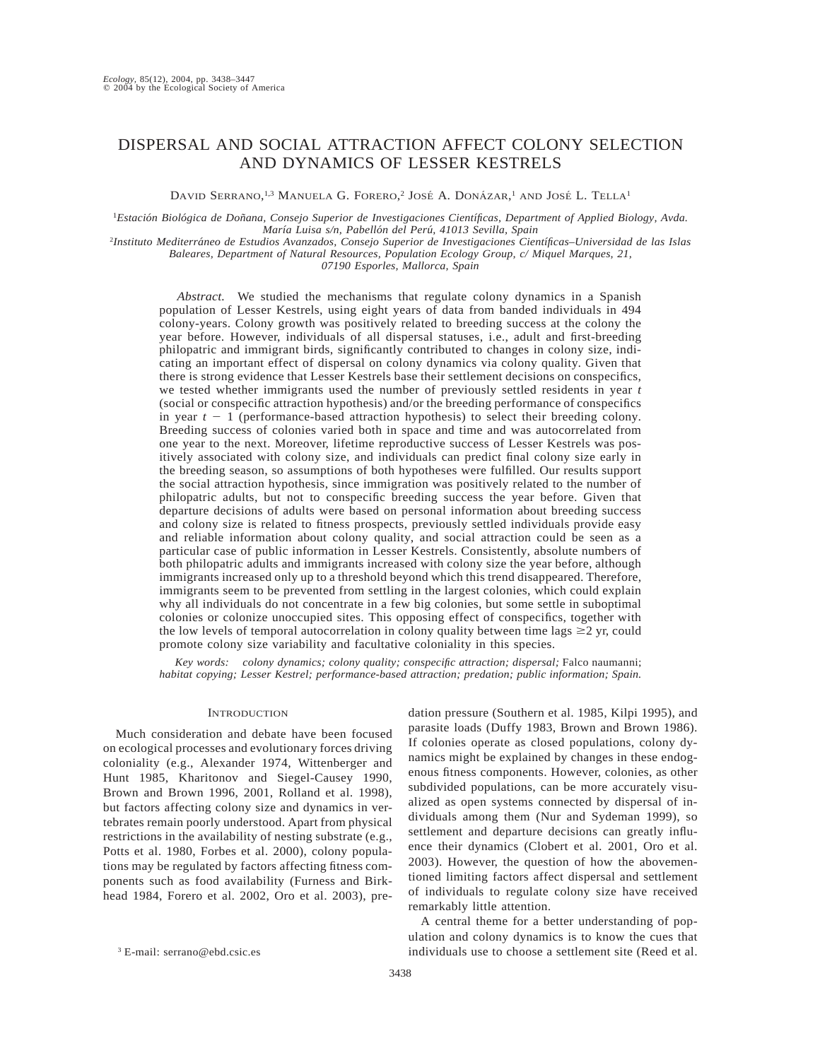# DISPERSAL AND SOCIAL ATTRACTION AFFECT COLONY SELECTION AND DYNAMICS OF LESSER KESTRELS

David Serrano,[1,3] Manuela G. Forero,[2] José A. Donázar,[1] and José L. Tella[1]

[1]*Estación Biológica de Doñana, Consejo Superior de Investigaciones Científicas, Department of Applied Biology, Avda. María Luisa s/n, Pabellón del Perú, 41013 Sevilla, Spain*

[2]*Instituto Mediterráneo de Estudios Avanzados, Consejo Superior de Investigaciones Científicas–Universidad de las Islas Baleares, Department of Natural Resources, Population Ecology Group, c/ Miquel Marques, 21, 07190 Esporles, Mallorca, Spain*

*Abstract.* We studied the mechanisms that regulate colony dynamics in a Spanish population of Lesser Kestrels, using eight years of data from banded individuals in 494 colony-years. Colony growth was positively related to breeding success at the colony the year before. However, individuals of all dispersal statuses, i.e., adult and first-breeding philopatric and immigrant birds, significantly contributed to changes in colony size, indicating an important effect of dispersal on colony dynamics via colony quality. Given that there is strong evidence that Lesser Kestrels base their settlement decisions on conspecifics, we tested whether immigrants used the number of previously settled residents in year $t$ (social or conspecific attraction hypothesis) and/or the breeding performance of conspecifics in year $t - 1$ (performance-based attraction hypothesis) to select their breeding colony. Breeding success of colonies varied both in space and time and was autocorrelated from one year to the next. Moreover, lifetime reproductive success of Lesser Kestrels was positively associated with colony size, and individuals can predict final colony size early in the breeding season, so assumptions of both hypotheses were fulfilled. Our results support the social attraction hypothesis, since immigration was positively related to the number of philopatric adults, but not to conspecific breeding success the year before. Given that departure decisions of adults were based on personal information about breeding success and colony size is related to fitness prospects, previously settled individuals provide easy and reliable information about colony quality, and social attraction could be seen as a particular case of public information in Lesser Kestrels. Consistently, absolute numbers of both philopatric adults and immigrants increased with colony size the year before, although immigrants increased only up to a threshold beyond which this trend disappeared. Therefore, immigrants seem to be prevented from settling in the largest colonies, which could explain why all individuals do not concentrate in a few big colonies, but some settle in suboptimal colonies or colonize unoccupied sites. This opposing effect of conspecifics, together with the low levels of temporal autocorrelation in colony quality between time lags ≥2 yr, could promote colony size variability and facultative coloniality in this species.

*Key words: colony dynamics; colony quality; conspecific attraction; dispersal;* Falco naumanni; *habitat copying; Lesser Kestrel; performance-based attraction; predation; public information; Spain.*

## Introduction

Much consideration and debate have been focused on ecological processes and evolutionary forces driving coloniality (e.g., Alexander 1974, Wittenberger and Hunt 1985, Kharitonov and Siegel-Causey 1990, Brown and Brown 1996, 2001, Rolland et al. 1998), but factors affecting colony size and dynamics in vertebrates remain poorly understood. Apart from physical restrictions in the availability of nesting substrate (e.g., Potts et al. 1980, Forbes et al. 2000), colony populations may be regulated by factors affecting fitness components such as food availability (Furness and Birkhead 1984, Forero et al. 2002, Oro et al. 2003), predation pressure (Southern et al. 1985, Kilpi 1995), and parasite loads (Duffy 1983, Brown and Brown 1986). If colonies operate as closed populations, colony dynamics might be explained by changes in these endogenous fitness components. However, colonies, as other subdivided populations, can be more accurately visualized as open systems connected by dispersal of individuals among them (Nur and Sydeman 1999), so settlement and departure decisions can greatly influence their dynamics (Clobert et al. 2001, Oro et al. 2003). However, the question of how the abovementioned limiting factors affect dispersal and settlement of individuals to regulate colony size have received remarkably little attention.

A central theme for a better understanding of population and colony dynamics is to know the cues that individuals use to choose a settlement site (Reed et al.

[3] E-mail: serrano@ebd.csic.es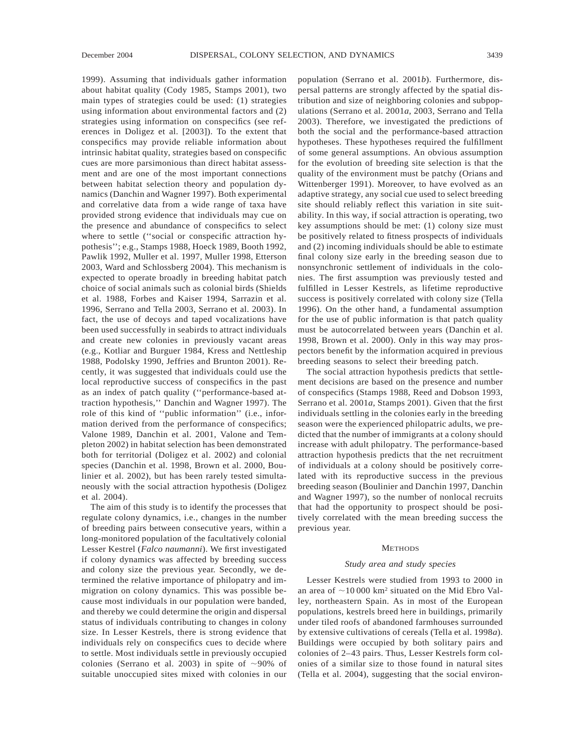1999). Assuming that individuals gather information about habitat quality (Cody 1985, Stamps 2001), two main types of strategies could be used: (1) strategies using information about environmental factors and (2) strategies using information on conspecifics (see references in Doligez et al. [2003]). To the extent that conspecifics may provide reliable information about intrinsic habitat quality, strategies based on conspecific cues are more parsimonious than direct habitat assessment and are one of the most important connections between habitat selection theory and population dynamics (Danchin and Wagner 1997). Both experimental and correlative data from a wide range of taxa have provided strong evidence that individuals may cue on the presence and abundance of conspecifics to select where to settle (''social or conspecific attraction hypothesis''; e.g., Stamps 1988, Hoeck 1989, Booth 1992, Pawlik 1992, Muller et al. 1997, Muller 1998, Etterson 2003, Ward and Schlossberg 2004). This mechanism is expected to operate broadly in breeding habitat patch choice of social animals such as colonial birds (Shields et al. 1988, Forbes and Kaiser 1994, Sarrazin et al. 1996, Serrano and Tella 2003, Serrano et al. 2003). In fact, the use of decoys and taped vocalizations have been used successfully in seabirds to attract individuals and create new colonies in previously vacant areas (e.g., Kotliar and Burguer 1984, Kress and Nettleship 1988, Podolsky 1990, Jeffries and Brunton 2001). Recently, it was suggested that individuals could use the local reproductive success of conspecifics in the past as an index of patch quality (''performance-based attraction hypothesis,'' Danchin and Wagner 1997). The role of this kind of ''public information'' (i.e., information derived from the performance of conspecifics; Valone 1989, Danchin et al. 2001, Valone and Templeton 2002) in habitat selection has been demonstrated both for territorial (Doligez et al. 2002) and colonial species (Danchin et al. 1998, Brown et al. 2000, Boulinier et al. 2002), but has been rarely tested simultaneously with the social attraction hypothesis (Doligez et al. 2004).

The aim of this study is to identify the processes that regulate colony dynamics, i.e., changes in the number of breeding pairs between consecutive years, within a long-monitored population of the facultatively colonial Lesser Kestrel (*Falco naumanni*). We first investigated if colony dynamics was affected by breeding success and colony size the previous year. Secondly, we determined the relative importance of philopatry and immigration on colony dynamics. This was possible because most individuals in our population were banded, and thereby we could determine the origin and dispersal status of individuals contributing to changes in colony size. In Lesser Kestrels, there is strong evidence that individuals rely on conspecifics cues to decide where to settle. Most individuals settle in previously occupied colonies (Serrano et al. 2003) in spite of ~90% of suitable unoccupied sites mixed with colonies in our population (Serrano et al. 2001*b*). Furthermore, dispersal patterns are strongly affected by the spatial distribution and size of neighboring colonies and subpopulations (Serrano et al. 2001*a*, 2003, Serrano and Tella 2003). Therefore, we investigated the predictions of both the social and the performance-based attraction hypotheses. These hypotheses required the fulfillment of some general assumptions. An obvious assumption for the evolution of breeding site selection is that the quality of the environment must be patchy (Orians and Wittenberger 1991). Moreover, to have evolved as an adaptive strategy, any social cue used to select breeding site should reliably reflect this variation in site suitability. In this way, if social attraction is operating, two key assumptions should be met: (1) colony size must be positively related to fitness prospects of individuals and (2) incoming individuals should be able to estimate final colony size early in the breeding season due to nonsynchronic settlement of individuals in the colonies. The first assumption was previously tested and fulfilled in Lesser Kestrels, as lifetime reproductive success is positively correlated with colony size (Tella 1996). On the other hand, a fundamental assumption for the use of public information is that patch quality must be autocorrelated between years (Danchin et al. 1998, Brown et al. 2000). Only in this way may prospectors benefit by the information acquired in previous breeding seasons to select their breeding patch.

The social attraction hypothesis predicts that settlement decisions are based on the presence and number of conspecifics (Stamps 1988, Reed and Dobson 1993, Serrano et al. 2001*a*, Stamps 2001). Given that the first individuals settling in the colonies early in the breeding season were the experienced philopatric adults, we predicted that the number of immigrants at a colony should increase with adult philopatry. The performance-based attraction hypothesis predicts that the net recruitment of individuals at a colony should be positively correlated with its reproductive success in the previous breeding season (Boulinier and Danchin 1997, Danchin and Wagner 1997), so the number of nonlocal recruits that had the opportunity to prospect should be positively correlated with the mean breeding success the previous year.

## Methods

### *Study area and study species*

Lesser Kestrels were studied from 1993 to 2000 in an area of ~10 000 km² situated on the Mid Ebro Valley, northeastern Spain. As in most of the European populations, kestrels breed here in buildings, primarily under tiled roofs of abandoned farmhouses surrounded by extensive cultivations of cereals (Tella et al. 1998*a*). Buildings were occupied by both solitary pairs and colonies of 2–43 pairs. Thus, Lesser Kestrels form colonies of a similar size to those found in natural sites (Tella et al. 2004), suggesting that the social environ-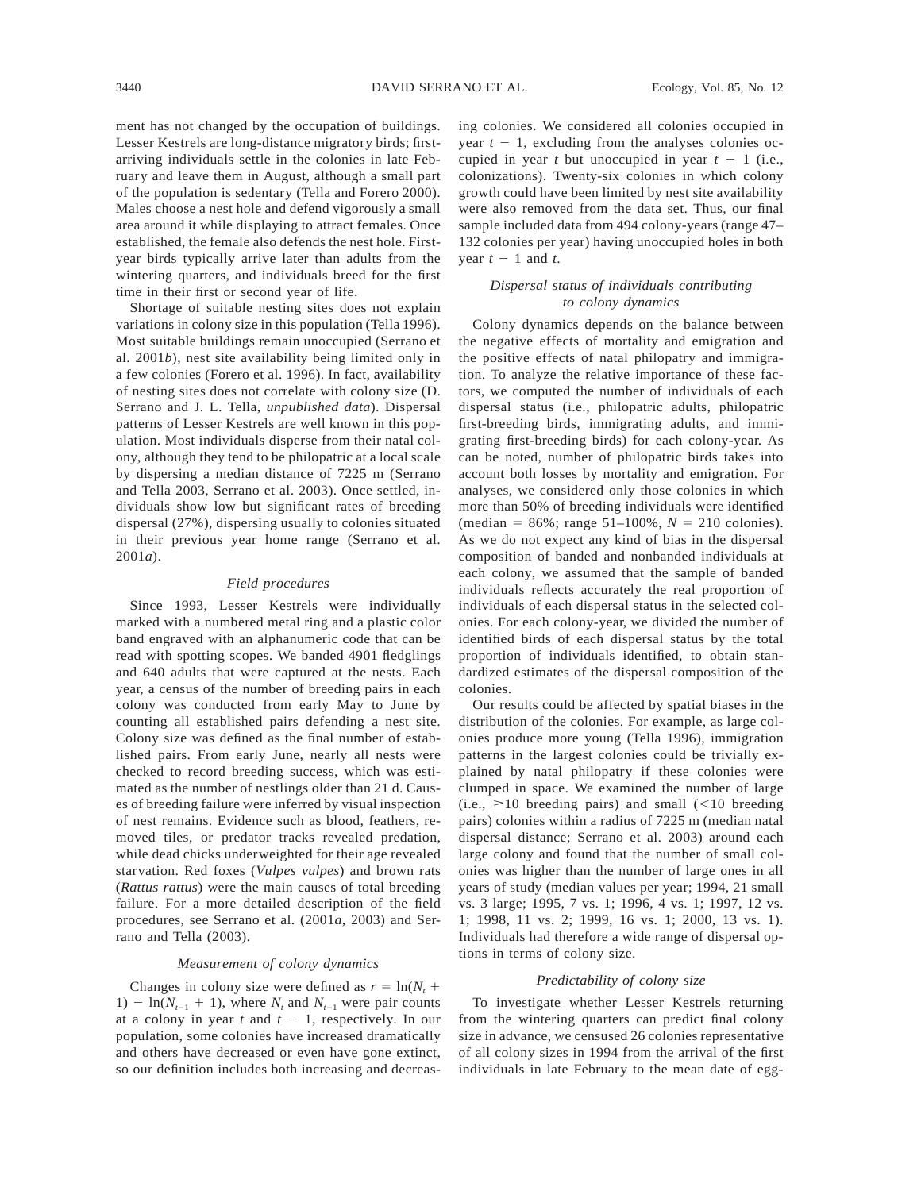ment has not changed by the occupation of buildings. Lesser Kestrels are long-distance migratory birds; first-arriving individuals settle in the colonies in late February and leave them in August, although a small part of the population is sedentary (Tella and Forero 2000). Males choose a nest hole and defend vigorously a small area around it while displaying to attract females. Once established, the female also defends the nest hole. First-year birds typically arrive later than adults from the wintering quarters, and individuals breed for the first time in their first or second year of life.

Shortage of suitable nesting sites does not explain variations in colony size in this population (Tella 1996). Most suitable buildings remain unoccupied (Serrano et al. 2001*b*), nest site availability being limited only in a few colonies (Forero et al. 1996). In fact, availability of nesting sites does not correlate with colony size (D. Serrano and J. L. Tella, *unpublished data*). Dispersal patterns of Lesser Kestrels are well known in this population. Most individuals disperse from their natal colony, although they tend to be philopatric at a local scale by dispersing a median distance of 7225 m (Serrano and Tella 2003, Serrano et al. 2003). Once settled, individuals show low but significant rates of breeding dispersal (27%), dispersing usually to colonies situated in their previous year home range (Serrano et al. 2001*a*).

### *Field procedures*

Since 1993, Lesser Kestrels were individually marked with a numbered metal ring and a plastic color band engraved with an alphanumeric code that can be read with spotting scopes. We banded 4901 fledglings and 640 adults that were captured at the nests. Each year, a census of the number of breeding pairs in each colony was conducted from early May to June by counting all established pairs defending a nest site. Colony size was defined as the final number of established pairs. From early June, nearly all nests were checked to record breeding success, which was estimated as the number of nestlings older than 21 d. Causes of breeding failure were inferred by visual inspection of nest remains. Evidence such as blood, feathers, removed tiles, or predator tracks revealed predation, while dead chicks underweighted for their age revealed starvation. Red foxes (*Vulpes vulpes*) and brown rats (*Rattus rattus*) were the main causes of total breeding failure. For a more detailed description of the field procedures, see Serrano et al. (2001*a*, 2003) and Serrano and Tella (2003).

### *Measurement of colony dynamics*

Changes in colony size were defined as $r = \ln(N_t + 1) - \ln(N_{t-1} + 1)$, where $N_t$ and $N_{t-1}$ were pair counts at a colony in year $t$ and $t - 1$, respectively. In our population, some colonies have increased dramatically and others have decreased or even have gone extinct, so our definition includes both increasing and decreasing colonies. We considered all colonies occupied in year $t - 1$, excluding from the analyses colonies occupied in year $t$ but unoccupied in year $t - 1$ (i.e., colonizations). Twenty-six colonies in which colony growth could have been limited by nest site availability were also removed from the data set. Thus, our final sample included data from 494 colony-years (range 47–132 colonies per year) having unoccupied holes in both year $t - 1$ and $t$.

### *Dispersal status of individuals contributing to colony dynamics*

Colony dynamics depends on the balance between the negative effects of mortality and emigration and the positive effects of natal philopatry and immigration. To analyze the relative importance of these factors, we computed the number of individuals of each dispersal status (i.e., philopatric adults, philopatric first-breeding birds, immigrating adults, and immigrating first-breeding birds) for each colony-year. As can be noted, number of philopatric birds takes into account both losses by mortality and emigration. For analyses, we considered only those colonies in which more than 50% of breeding individuals were identified (median = 86%; range 51–100%, $N = 210$ colonies). As we do not expect any kind of bias in the dispersal composition of banded and nonbanded individuals at each colony, we assumed that the sample of banded individuals reflects accurately the real proportion of individuals of each dispersal status in the selected colonies. For each colony-year, we divided the number of identified birds of each dispersal status by the total proportion of individuals identified, to obtain standardized estimates of the dispersal composition of the colonies.

Our results could be affected by spatial biases in the distribution of the colonies. For example, as large colonies produce more young (Tella 1996), immigration patterns in the largest colonies could be trivially explained by natal philopatry if these colonies were clumped in space. We examined the number of large (i.e., $\geq$10 breeding pairs) and small ($<$10 breeding pairs) colonies within a radius of 7225 m (median natal dispersal distance; Serrano et al. 2003) around each large colony and found that the number of small colonies was higher than the number of large ones in all years of study (median values per year; 1994, 21 small vs. 3 large; 1995, 7 vs. 1; 1996, 4 vs. 1; 1997, 12 vs. 1; 1998, 11 vs. 2; 1999, 16 vs. 1; 2000, 13 vs. 1). Individuals had therefore a wide range of dispersal options in terms of colony size.

### *Predictability of colony size*

To investigate whether Lesser Kestrels returning from the wintering quarters can predict final colony size in advance, we censused 26 colonies representative of all colony sizes in 1994 from the arrival of the first individuals in late February to the mean date of egg-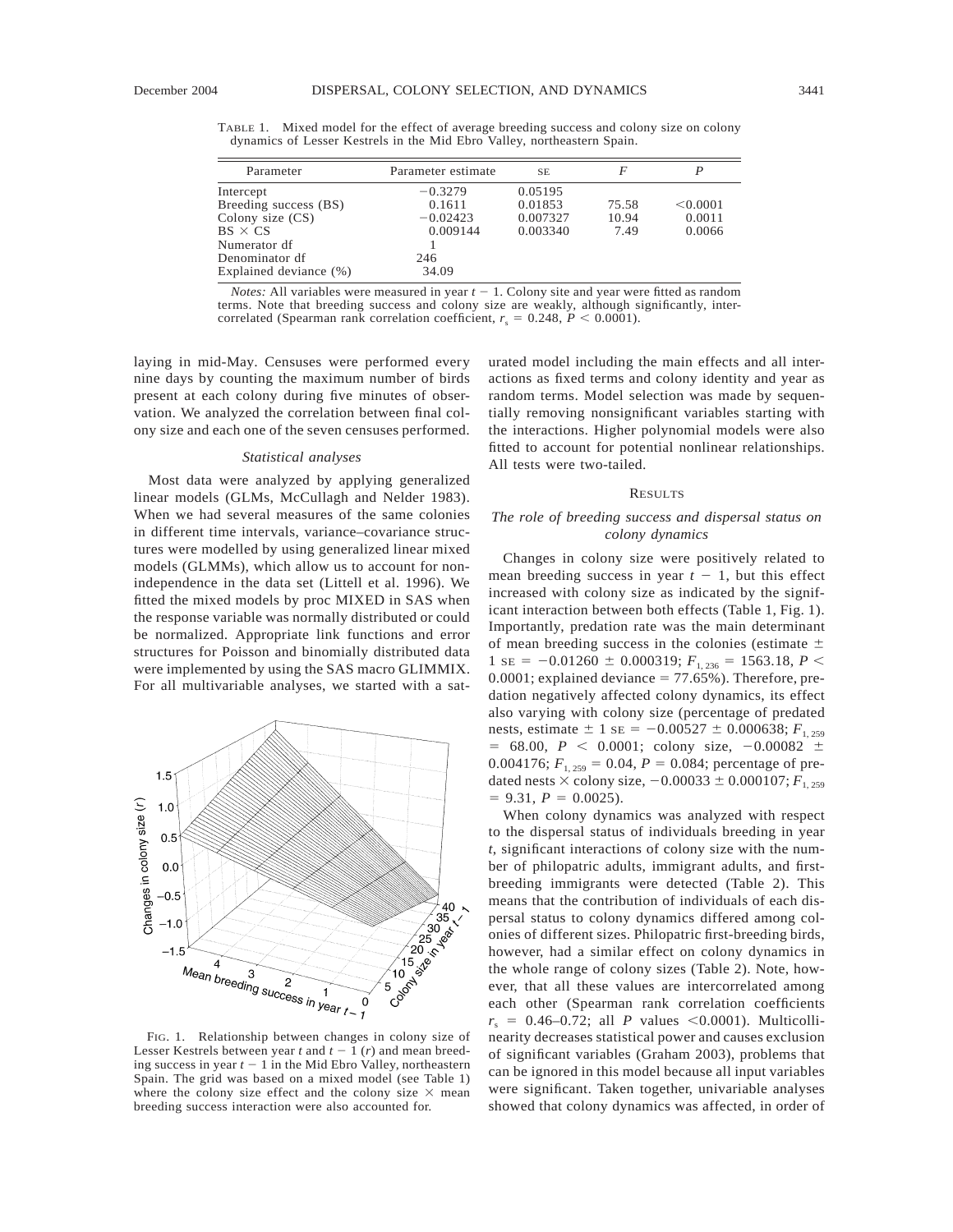TABLE 1. Mixed model for the effect of average breeding success and colony size on colony dynamics of Lesser Kestrels in the Mid Ebro Valley, northeastern Spain.

| Parameter | Parameter estimate | SE | $F$ | $P$ |
|---|---|---|---|---|
| Intercept | −0.3279 | 0.05195 | | |
| Breeding success (BS) | 0.1611 | 0.01853 | 75.58 | <0.0001 |
| Colony size (CS) | −0.02423 | 0.007327 | 10.94 | 0.0011 |
| BS × CS | 0.009144 | 0.003340 | 7.49 | 0.0066 |
| Numerator df | 1 | | | |
| Denominator df | 246 | | | |
| Explained deviance (%) | 34.09 | | | |

*Notes:* All variables were measured in year $t - 1$. Colony site and year were fitted as random terms. Note that breeding success and colony size are weakly, although significantly, intercorrelated (Spearman rank correlation coefficient, $r_s = 0.248$, $P < 0.0001$).

laying in mid-May. Censuses were performed every nine days by counting the maximum number of birds present at each colony during five minutes of observation. We analyzed the correlation between final colony size and each one of the seven censuses performed.

### *Statistical analyses*

Most data were analyzed by applying generalized linear models (GLMs, McCullagh and Nelder 1983). When we had several measures of the same colonies in different time intervals, variance–covariance structures were modelled by using generalized linear mixed models (GLMMs), which allow us to account for nonindependence in the data set (Littell et al. 1996). We fitted the mixed models by proc MIXED in SAS when the response variable was normally distributed or could be normalized. Appropriate link functions and error structures for Poisson and binomially distributed data were implemented by using the SAS macro GLIMMIX. For all multivariable analyses, we started with a saturated model including the main effects and all interactions as fixed terms and colony identity and year as random terms. Model selection was made by sequentially removing nonsignificant variables starting with the interactions. Higher polynomial models were also fitted to account for potential nonlinear relationships. All tests were two-tailed.

FIG. 1. Relationship between changes in colony size of Lesser Kestrels between year $t$ and $t - 1$ ($r$) and mean breeding success in year $t - 1$ in the Mid Ebro Valley, northeastern Spain. The grid was based on a mixed model (see Table 1) where the colony size effect and the colony size × mean breeding success interaction were also accounted for.

## RESULTS

### *The role of breeding success and dispersal status on colony dynamics*

Changes in colony size were positively related to mean breeding success in year $t - 1$, but this effect increased with colony size as indicated by the significant interaction between both effects (Table 1, Fig. 1). Importantly, predation rate was the main determinant of mean breeding success in the colonies (estimate ± 1 SE = −0.01260 ± 0.000319; $F_{1,236} = 1563.18$, $P < 0.0001$; explained deviance = 77.65%). Therefore, predation negatively affected colony dynamics, its effect also varying with colony size (percentage of predated nests, estimate ± 1 SE = −0.00527 ± 0.000638; $F_{1,259} = 68.00$, $P < 0.0001$; colony size, −0.00082 ± 0.004176; $F_{1,259} = 0.04$, $P = 0.084$; percentage of predated nests × colony size, −0.00033 ± 0.000107; $F_{1,259} = 9.31$, $P = 0.0025$).

When colony dynamics was analyzed with respect to the dispersal status of individuals breeding in year $t$, significant interactions of colony size with the number of philopatric adults, immigrant adults, and first-breeding immigrants were detected (Table 2). This means that the contribution of individuals of each dispersal status to colony dynamics differed among colonies of different sizes. Philopatric first-breeding birds, however, had a similar effect on colony dynamics in the whole range of colony sizes (Table 2). Note, however, that all these values are intercorrelated among each other (Spearman rank correlation coefficients $r_s = 0.46$–$0.72$; all $P$ values <0.0001). Multicollinearity decreases statistical power and causes exclusion of significant variables (Graham 2003), problems that can be ignored in this model because all input variables were significant. Taken together, univariable analyses showed that colony dynamics was affected, in order of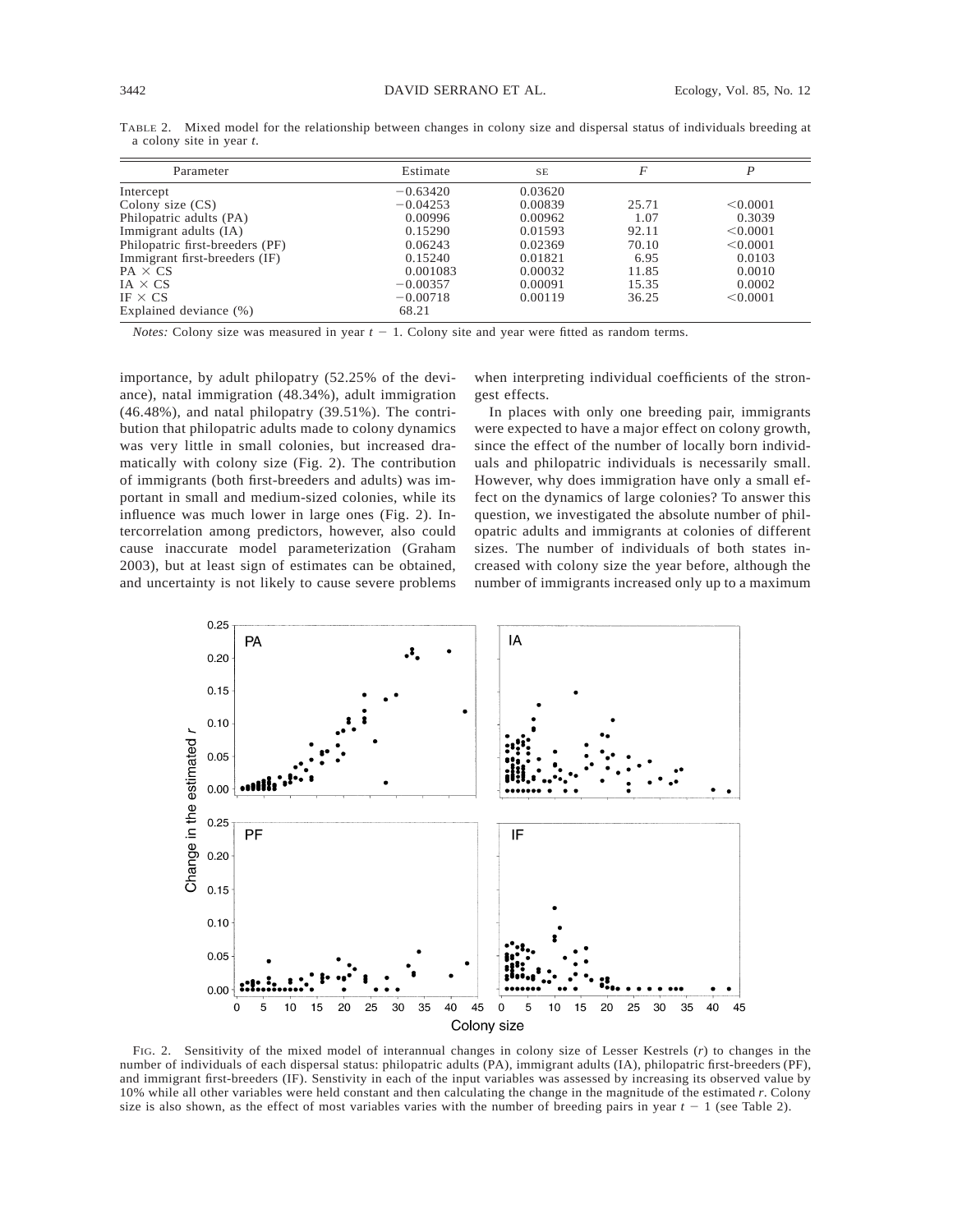TABLE 2. Mixed model for the relationship between changes in colony size and dispersal status of individuals breeding at a colony site in year *t*.

| Parameter | Estimate | SE | $F$ | $P$ |
|---|---|---|---|---|
| Intercept | −0.63420 | 0.03620 | | |
| Colony size (CS) | −0.04253 | 0.00839 | 25.71 | <0.0001 |
| Philopatric adults (PA) | 0.00996 | 0.00962 | 1.07 | 0.3039 |
| Immigrant adults (IA) | 0.15290 | 0.01593 | 92.11 | <0.0001 |
| Philopatric first-breeders (PF) | 0.06243 | 0.02369 | 70.10 | <0.0001 |
| Immigrant first-breeders (IF) | 0.15240 | 0.01821 | 6.95 | 0.0103 |
| PA × CS | 0.001083 | 0.00032 | 11.85 | 0.0010 |
| IA × CS | −0.00357 | 0.00091 | 15.35 | 0.0002 |
| IF × CS | −0.00718 | 0.00119 | 36.25 | <0.0001 |
| Explained deviance (%) | 68.21 | | | |

*Notes:* Colony size was measured in year $t - 1$. Colony site and year were fitted as random terms.

importance, by adult philopatry (52.25% of the deviance), natal immigration (48.34%), adult immigration (46.48%), and natal philopatry (39.51%). The contribution that philopatric adults made to colony dynamics was very little in small colonies, but increased dramatically with colony size (Fig. 2). The contribution of immigrants (both first-breeders and adults) was important in small and medium-sized colonies, while its influence was much lower in large ones (Fig. 2). Intercorrelation among predictors, however, also could cause inaccurate model parameterization (Graham 2003), but at least sign of estimates can be obtained, and uncertainty is not likely to cause severe problems when interpreting individual coefficients of the strongest effects.

In places with only one breeding pair, immigrants were expected to have a major effect on colony growth, since the effect of the number of locally born individuals and philopatric individuals is necessarily small. However, why does immigration have only a small effect on the dynamics of large colonies? To answer this question, we investigated the absolute number of philopatric adults and immigrants at colonies of different sizes. The number of individuals of both states increased with colony size the year before, although the number of immigrants increased only up to a maximum

FIG. 2. Sensitivity of the mixed model of interannual changes in colony size of Lesser Kestrels ($r$) to changes in the number of individuals of each dispersal status: philopatric adults (PA), immigrant adults (IA), philopatric first-breeders (PF), and immigrant first-breeders (IF). Senstivity in each of the input variables was assessed by increasing its observed value by 10% while all other variables were held constant and then calculating the change in the magnitude of the estimated $r$. Colony size is also shown, as the effect of most variables varies with the number of breeding pairs in year $t - 1$ (see Table 2).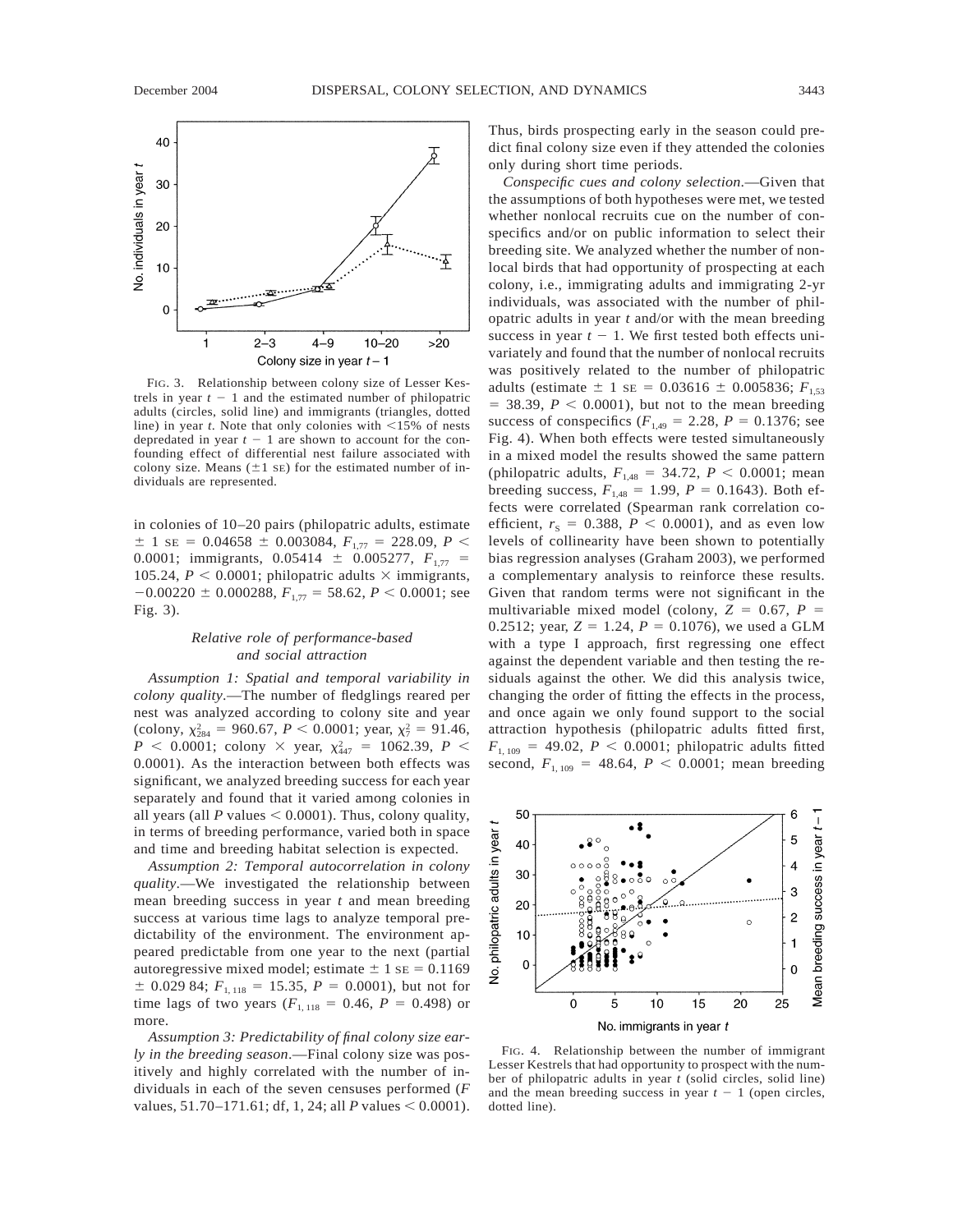FIG. 3. Relationship between colony size of Lesser Kestrels in year $t - 1$ and the estimated number of philopatric adults (circles, solid line) and immigrants (triangles, dotted line) in year $t$. Note that only colonies with <15% of nests depredated in year $t - 1$ are shown to account for the confounding effect of differential nest failure associated with colony size. Means (±1 SE) for the estimated number of individuals are represented.

in colonies of 10–20 pairs (philopatric adults, estimate ± 1 SE = 0.04658 ± 0.003084, $F_{1,77} = 228.09$, $P < 0.0001$; immigrants, 0.05414 ± 0.005277, $F_{1,77} = 105.24$, $P < 0.0001$; philopatric adults × immigrants, −0.00220 ± 0.000288, $F_{1,77} = 58.62$, $P < 0.0001$; see Fig. 3).

### *Relative role of performance-based and social attraction*

*Assumption 1: Spatial and temporal variability in colony quality*.—The number of fledglings reared per nest was analyzed according to colony site and year (colony, $\chi^2_{284} = 960.67$, $P < 0.0001$; year, $\chi^2_{7} = 91.46$, $P < 0.0001$; colony × year, $\chi^2_{447} = 1062.39$, $P < 0.0001$). As the interaction between both effects was significant, we analyzed breeding success for each year separately and found that it varied among colonies in all years (all $P$ values < 0.0001). Thus, colony quality, in terms of breeding performance, varied both in space and time and breeding habitat selection is expected.

*Assumption 2: Temporal autocorrelation in colony quality*.—We investigated the relationship between mean breeding success in year $t$ and mean breeding success at various time lags to analyze temporal predictability of the environment. The environment appeared predictable from one year to the next (partial autoregressive mixed model; estimate ± 1 SE = 0.1169 ± 0.029 84; $F_{1,118} = 15.35$, $P = 0.0001$), but not for time lags of two years ($F_{1,118} = 0.46$, $P = 0.498$) or more.

*Assumption 3: Predictability of final colony size early in the breeding season*.—Final colony size was positively and highly correlated with the number of individuals in each of the seven censuses performed ($F$ values, 51.70–171.61; df, 1, 24; all $P$ values < 0.0001). Thus, birds prospecting early in the season could predict final colony size even if they attended the colonies only during short time periods.

*Conspecific cues and colony selection*.—Given that the assumptions of both hypotheses were met, we tested whether nonlocal recruits cue on the number of conspecifics and/or on public information to select their breeding site. We analyzed whether the number of nonlocal birds that had opportunity of prospecting at each colony, i.e., immigrating adults and immigrating 2-yr individuals, was associated with the number of philopatric adults in year $t$ and/or with the mean breeding success in year $t - 1$. We first tested both effects univariately and found that the number of nonlocal recruits was positively related to the number of philopatric adults (estimate ± 1 SE = 0.03616 ± 0.005836; $F_{1,53} = 38.39$, $P < 0.0001$), but not to the mean breeding success of conspecifics ($F_{1,49} = 2.28$, $P = 0.1376$; see Fig. 4). When both effects were tested simultaneously in a mixed model the results showed the same pattern (philopatric adults, $F_{1,48} = 34.72$, $P < 0.0001$; mean breeding success, $F_{1,48} = 1.99$, $P = 0.1643$). Both effects were correlated (Spearman rank correlation coefficient, $r_S = 0.388$, $P < 0.0001$), and as even low levels of collinearity have been shown to potentially bias regression analyses (Graham 2003), we performed a complementary analysis to reinforce these results. Given that random terms were not significant in the multivariable mixed model (colony, $Z = 0.67$, $P = 0.2512$; year, $Z = 1.24$, $P = 0.1076$), we used a GLM with a type I approach, first regressing one effect against the dependent variable and then testing the residuals against the other. We did this analysis twice, changing the order of fitting the effects in the process, and once again we only found support to the social attraction hypothesis (philopatric adults fitted first, $F_{1,109} = 49.02$, $P < 0.0001$; philopatric adults fitted second, $F_{1,109} = 48.64$, $P < 0.0001$; mean breeding

FIG. 4. Relationship between the number of immigrant Lesser Kestrels that had opportunity to prospect with the number of philopatric adults in year $t$ (solid circles, solid line) and the mean breeding success in year $t - 1$ (open circles, dotted line).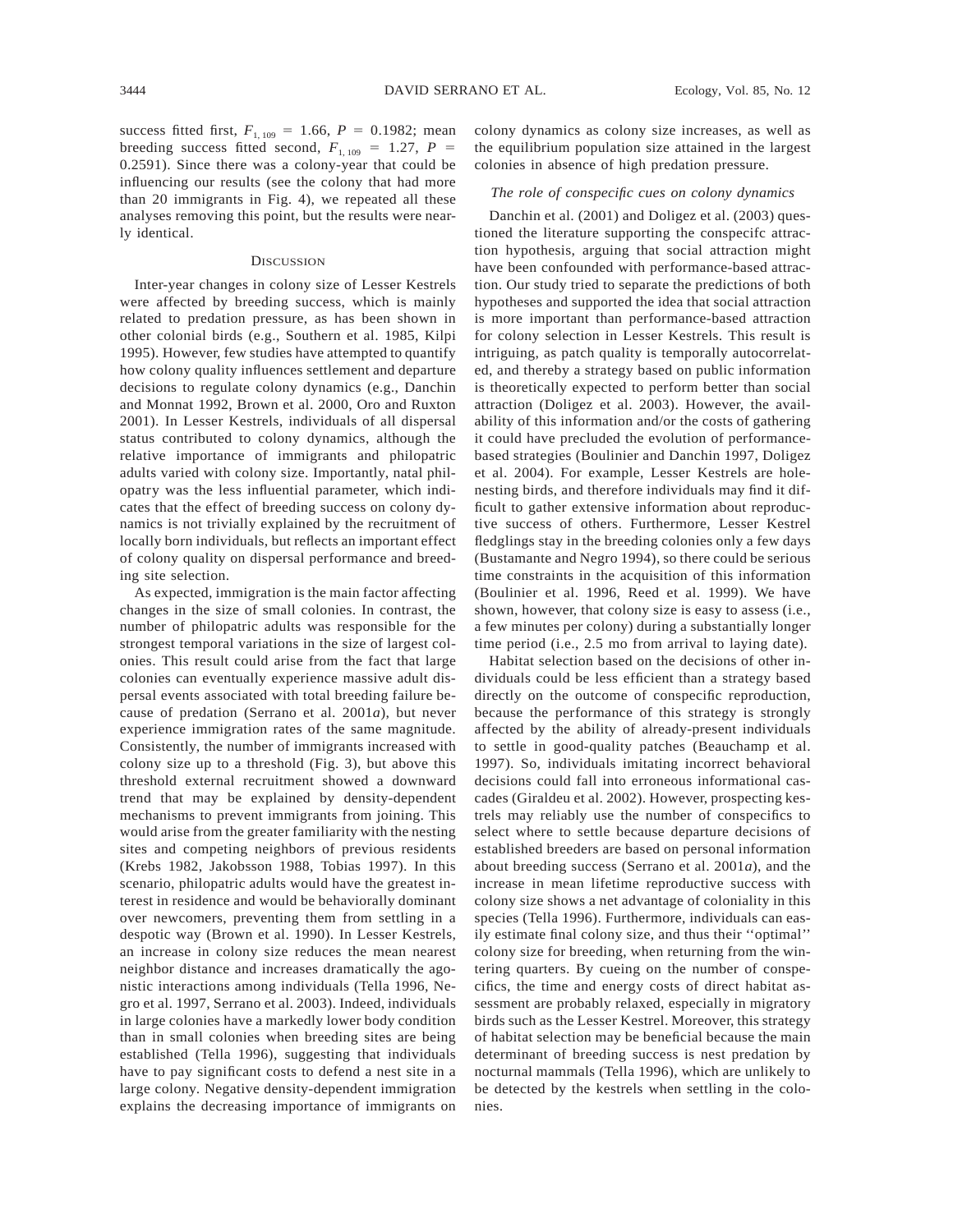success fitted first, $F_{1, 109} = 1.66$, $P = 0.1982$; mean breeding success fitted second, $F_{1, 109} = 1.27$, $P = 0.2591$). Since there was a colony-year that could be influencing our results (see the colony that had more than 20 immigrants in Fig. 4), we repeated all these analyses removing this point, but the results were nearly identical.

## Discussion

Inter-year changes in colony size of Lesser Kestrels were affected by breeding success, which is mainly related to predation pressure, as has been shown in other colonial birds (e.g., Southern et al. 1985, Kilpi 1995). However, few studies have attempted to quantify how colony quality influences settlement and departure decisions to regulate colony dynamics (e.g., Danchin and Monnat 1992, Brown et al. 2000, Oro and Ruxton 2001). In Lesser Kestrels, individuals of all dispersal status contributed to colony dynamics, although the relative importance of immigrants and philopatric adults varied with colony size. Importantly, natal philopatry was the less influential parameter, which indicates that the effect of breeding success on colony dynamics is not trivially explained by the recruitment of locally born individuals, but reflects an important effect of colony quality on dispersal performance and breeding site selection.

As expected, immigration is the main factor affecting changes in the size of small colonies. In contrast, the number of philopatric adults was responsible for the strongest temporal variations in the size of largest colonies. This result could arise from the fact that large colonies can eventually experience massive adult dispersal events associated with total breeding failure because of predation (Serrano et al. 2001*a*), but never experience immigration rates of the same magnitude. Consistently, the number of immigrants increased with colony size up to a threshold (Fig. 3), but above this threshold external recruitment showed a downward trend that may be explained by density-dependent mechanisms to prevent immigrants from joining. This would arise from the greater familiarity with the nesting sites and competing neighbors of previous residents (Krebs 1982, Jakobsson 1988, Tobias 1997). In this scenario, philopatric adults would have the greatest interest in residence and would be behaviorally dominant over newcomers, preventing them from settling in a despotic way (Brown et al. 1990). In Lesser Kestrels, an increase in colony size reduces the mean nearest neighbor distance and increases dramatically the agonistic interactions among individuals (Tella 1996, Negro et al. 1997, Serrano et al. 2003). Indeed, individuals in large colonies have a markedly lower body condition than in small colonies when breeding sites are being established (Tella 1996), suggesting that individuals have to pay significant costs to defend a nest site in a large colony. Negative density-dependent immigration explains the decreasing importance of immigrants on colony dynamics as colony size increases, as well as the equilibrium population size attained in the largest colonies in absence of high predation pressure.

### *The role of conspecific cues on colony dynamics*

Danchin et al. (2001) and Doligez et al. (2003) questioned the literature supporting the conspecifc attraction hypothesis, arguing that social attraction might have been confounded with performance-based attraction. Our study tried to separate the predictions of both hypotheses and supported the idea that social attraction is more important than performance-based attraction for colony selection in Lesser Kestrels. This result is intriguing, as patch quality is temporally autocorrelated, and thereby a strategy based on public information is theoretically expected to perform better than social attraction (Doligez et al. 2003). However, the availability of this information and/or the costs of gathering it could have precluded the evolution of performance-based strategies (Boulinier and Danchin 1997, Doligez et al. 2004). For example, Lesser Kestrels are hole-nesting birds, and therefore individuals may find it difficult to gather extensive information about reproductive success of others. Furthermore, Lesser Kestrel fledglings stay in the breeding colonies only a few days (Bustamante and Negro 1994), so there could be serious time constraints in the acquisition of this information (Boulinier et al. 1996, Reed et al. 1999). We have shown, however, that colony size is easy to assess (i.e., a few minutes per colony) during a substantially longer time period (i.e., 2.5 mo from arrival to laying date).

Habitat selection based on the decisions of other individuals could be less efficient than a strategy based directly on the outcome of conspecific reproduction, because the performance of this strategy is strongly affected by the ability of already-present individuals to settle in good-quality patches (Beauchamp et al. 1997). So, individuals imitating incorrect behavioral decisions could fall into erroneous informational cascades (Giraldeu et al. 2002). However, prospecting kestrels may reliably use the number of conspecifics to select where to settle because departure decisions of established breeders are based on personal information about breeding success (Serrano et al. 2001*a*), and the increase in mean lifetime reproductive success with colony size shows a net advantage of coloniality in this species (Tella 1996). Furthermore, individuals can easily estimate final colony size, and thus their ''optimal'' colony size for breeding, when returning from the wintering quarters. By cueing on the number of conspecifics, the time and energy costs of direct habitat assessment are probably relaxed, especially in migratory birds such as the Lesser Kestrel. Moreover, this strategy of habitat selection may be beneficial because the main determinant of breeding success is nest predation by nocturnal mammals (Tella 1996), which are unlikely to be detected by the kestrels when settling in the colonies.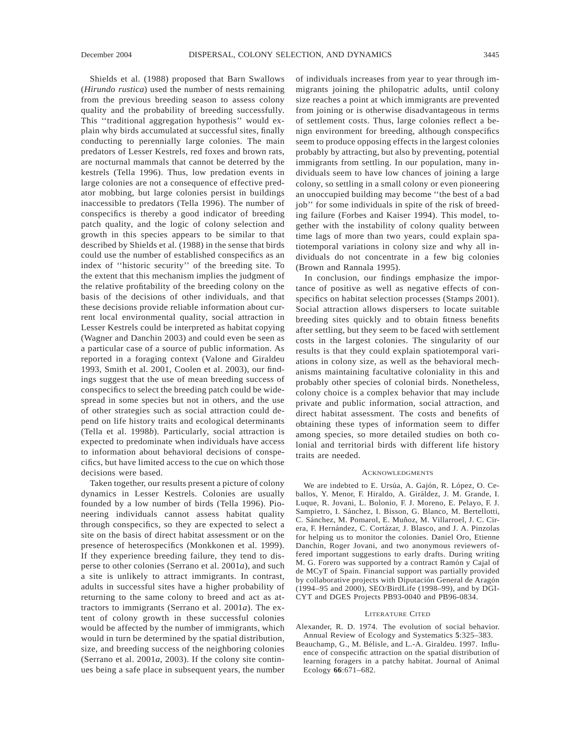Shields et al. (1988) proposed that Barn Swallows (*Hirundo rustica*) used the number of nests remaining from the previous breeding season to assess colony quality and the probability of breeding successfully. This ''traditional aggregation hypothesis'' would explain why birds accumulated at successful sites, finally conducting to perennially large colonies. The main predators of Lesser Kestrels, red foxes and brown rats, are nocturnal mammals that cannot be deterred by the kestrels (Tella 1996). Thus, low predation events in large colonies are not a consequence of effective predator mobbing, but large colonies persist in buildings inaccessible to predators (Tella 1996). The number of conspecifics is thereby a good indicator of breeding patch quality, and the logic of colony selection and growth in this species appears to be similar to that described by Shields et al. (1988) in the sense that birds could use the number of established conspecifics as an index of ''historic security'' of the breeding site. To the extent that this mechanism implies the judgment of the relative profitability of the breeding colony on the basis of the decisions of other individuals, and that these decisions provide reliable information about current local environmental quality, social attraction in Lesser Kestrels could be interpreted as habitat copying (Wagner and Danchin 2003) and could even be seen as a particular case of a source of public information. As reported in a foraging context (Valone and Giraldeu 1993, Smith et al. 2001, Coolen et al. 2003), our findings suggest that the use of mean breeding success of conspecifics to select the breeding patch could be widespread in some species but not in others, and the use of other strategies such as social attraction could depend on life history traits and ecological determinants (Tella et al. 1998*b*). Particularly, social attraction is expected to predominate when individuals have access to information about behavioral decisions of conspecifics, but have limited access to the cue on which those decisions were based.

Taken together, our results present a picture of colony dynamics in Lesser Kestrels. Colonies are usually founded by a low number of birds (Tella 1996). Pioneering individuals cannot assess habitat quality through conspecifics, so they are expected to select a site on the basis of direct habitat assessment or on the presence of heterospecifics (Monkkonen et al. 1999). If they experience breeding failure, they tend to disperse to other colonies (Serrano et al. 2001*a*), and such a site is unlikely to attract immigrants. In contrast, adults in successful sites have a higher probability of returning to the same colony to breed and act as attractors to immigrants (Serrano et al. 2001*a*). The extent of colony growth in these successful colonies would be affected by the number of immigrants, which would in turn be determined by the spatial distribution, size, and breeding success of the neighboring colonies (Serrano et al. 2001*a*, 2003). If the colony site continues being a safe place in subsequent years, the number of individuals increases from year to year through immigrants joining the philopatric adults, until colony size reaches a point at which immigrants are prevented from joining or is otherwise disadvantageous in terms of settlement costs. Thus, large colonies reflect a benign environment for breeding, although conspecifics seem to produce opposing effects in the largest colonies probably by attracting, but also by preventing, potential immigrants from settling. In our population, many individuals seem to have low chances of joining a large colony, so settling in a small colony or even pioneering an unoccupied building may become ''the best of a bad job'' for some individuals in spite of the risk of breeding failure (Forbes and Kaiser 1994). This model, together with the instability of colony quality between time lags of more than two years, could explain spatiotemporal variations in colony size and why all individuals do not concentrate in a few big colonies (Brown and Rannala 1995).

In conclusion, our findings emphasize the importance of positive as well as negative effects of conspecifics on habitat selection processes (Stamps 2001). Social attraction allows dispersers to locate suitable breeding sites quickly and to obtain fitness benefits after settling, but they seem to be faced with settlement costs in the largest colonies. The singularity of our results is that they could explain spatiotemporal variations in colony size, as well as the behavioral mechanisms maintaining facultative coloniality in this and probably other species of colonial birds. Nonetheless, colony choice is a complex behavior that may include private and public information, social attraction, and direct habitat assessment. The costs and benefits of obtaining these types of information seem to differ among species, so more detailed studies on both colonial and territorial birds with different life history traits are needed.

## Acknowledgments

We are indebted to E. Ursúa, A. Gajón, R. López, O. Ceballos, Y. Menor, F. Hiraldo, A. Giráldez, J. M. Grande, I. Luque, R. Jovani, L. Bolonio, F. J. Moreno, E. Pelayo, F. J. Sampietro, I. Sánchez, I. Bisson, G. Blanco, M. Bertellotti, C. Sánchez, M. Pomarol, E. Muñoz, M. Villarroel, J. C. Cirera, F. Hernández, C. Cortázar, J. Blasco, and J. A. Pinzolas for helping us to monitor the colonies. Daniel Oro, Etienne Danchin, Roger Jovani, and two anonymous reviewers offered important suggestions to early drafts. During writing M. G. Forero was supported by a contract Ramón y Cajal of de MCyT of Spain. Financial support was partially provided by collaborative projects with Diputación General de Aragón (1994–95 and 2000), SEO/BirdLife (1998–99), and by DGICYT and DGES Projects PB93-0040 and PB96-0834.

## Literature Cited

Alexander, R. D. 1974. The evolution of social behavior. Annual Review of Ecology and Systematics **5**:325–383.

Beauchamp, G., M. Bélisle, and L.-A. Giraldeu. 1997. Influence of conspecific attraction on the spatial distribution of learning foragers in a patchy habitat. Journal of Animal Ecology **66**:671–682.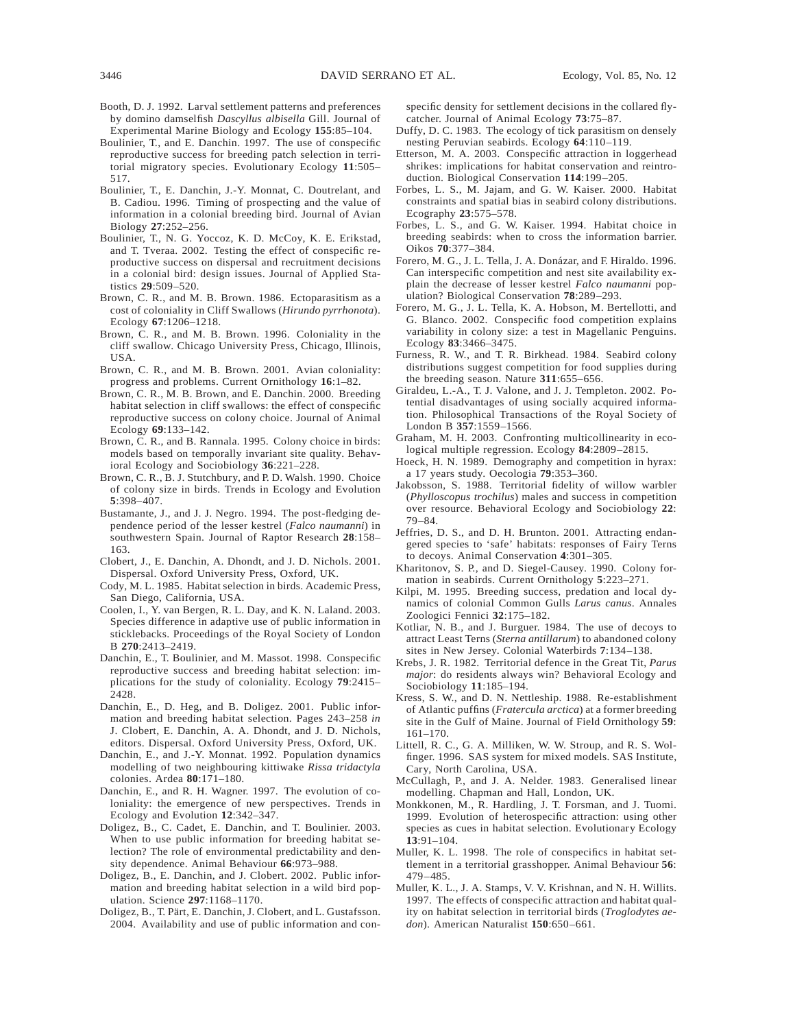Booth, D. J. 1992. Larval settlement patterns and preferences by domino damselfish *Dascyllus albisella* Gill. Journal of Experimental Marine Biology and Ecology **155**:85–104.

Boulinier, T., and E. Danchin. 1997. The use of conspecific reproductive success for breeding patch selection in territorial migratory species. Evolutionary Ecology **11**:505–517.

Boulinier, T., E. Danchin, J.-Y. Monnat, C. Doutrelant, and B. Cadiou. 1996. Timing of prospecting and the value of information in a colonial breeding bird. Journal of Avian Biology **27**:252–256.

Boulinier, T., N. G. Yoccoz, K. D. McCoy, K. E. Erikstad, and T. Tveraa. 2002. Testing the effect of conspecific reproductive success on dispersal and recruitment decisions in a colonial bird: design issues. Journal of Applied Statistics **29**:509–520.

Brown, C. R., and M. B. Brown. 1986. Ectoparasitism as a cost of coloniality in Cliff Swallows (*Hirundo pyrrhonota*). Ecology **67**:1206–1218.

Brown, C. R., and M. B. Brown. 1996. Coloniality in the cliff swallow. Chicago University Press, Chicago, Illinois, USA.

Brown, C. R., and M. B. Brown. 2001. Avian coloniality: progress and problems. Current Ornithology **16**:1–82.

Brown, C. R., M. B. Brown, and E. Danchin. 2000. Breeding habitat selection in cliff swallows: the effect of conspecific reproductive success on colony choice. Journal of Animal Ecology **69**:133–142.

Brown, C. R., and B. Rannala. 1995. Colony choice in birds: models based on temporally invariant site quality. Behavioral Ecology and Sociobiology **36**:221–228.

Brown, C. R., B. J. Stutchbury, and P. D. Walsh. 1990. Choice of colony size in birds. Trends in Ecology and Evolution **5**:398–407.

Bustamante, J., and J. J. Negro. 1994. The post-fledging dependence period of the lesser kestrel (*Falco naumanni*) in southwestern Spain. Journal of Raptor Research **28**:158–163.

Clobert, J., E. Danchin, A. Dhondt, and J. D. Nichols. 2001. Dispersal. Oxford University Press, Oxford, UK.

Cody, M. L. 1985. Habitat selection in birds. Academic Press, San Diego, California, USA.

Coolen, I., Y. van Bergen, R. L. Day, and K. N. Laland. 2003. Species difference in adaptive use of public information in sticklebacks. Proceedings of the Royal Society of London B **270**:2413–2419.

Danchin, E., T. Boulinier, and M. Massot. 1998. Conspecific reproductive success and breeding habitat selection: implications for the study of coloniality. Ecology **79**:2415–2428.

Danchin, E., D. Heg, and B. Doligez. 2001. Public information and breeding habitat selection. Pages 243–258 *in* J. Clobert, E. Danchin, A. A. Dhondt, and J. D. Nichols, editors. Dispersal. Oxford University Press, Oxford, UK.

Danchin, E., and J.-Y. Monnat. 1992. Population dynamics modelling of two neighbouring kittiwake *Rissa tridactyla* colonies. Ardea **80**:171–180.

Danchin, E., and R. H. Wagner. 1997. The evolution of coloniality: the emergence of new perspectives. Trends in Ecology and Evolution **12**:342–347.

Doligez, B., C. Cadet, E. Danchin, and T. Boulinier. 2003. When to use public information for breeding habitat selection? The role of environmental predictability and density dependence. Animal Behaviour **66**:973–988.

Doligez, B., E. Danchin, and J. Clobert. 2002. Public information and breeding habitat selection in a wild bird population. Science **297**:1168–1170.

Doligez, B., T. Pärt, E. Danchin, J. Clobert, and L. Gustafsson. 2004. Availability and use of public information and conspecific density for settlement decisions in the collared flycatcher. Journal of Animal Ecology **73**:75–87.

Duffy, D. C. 1983. The ecology of tick parasitism on densely nesting Peruvian seabirds. Ecology **64**:110–119.

Etterson, M. A. 2003. Conspecific attraction in loggerhead shrikes: implications for habitat conservation and reintroduction. Biological Conservation **114**:199–205.

Forbes, L. S., M. Jajam, and G. W. Kaiser. 2000. Habitat constraints and spatial bias in seabird colony distributions. Ecography **23**:575–578.

Forbes, L. S., and G. W. Kaiser. 1994. Habitat choice in breeding seabirds: when to cross the information barrier. Oikos **70**:377–384.

Forero, M. G., J. L. Tella, J. A. Donázar, and F. Hiraldo. 1996. Can interspecific competition and nest site availability explain the decrease of lesser kestrel *Falco naumanni* population? Biological Conservation **78**:289–293.

Forero, M. G., J. L. Tella, K. A. Hobson, M. Bertellotti, and G. Blanco. 2002. Conspecific food competition explains variability in colony size: a test in Magellanic Penguins. Ecology **83**:3466–3475.

Furness, R. W., and T. R. Birkhead. 1984. Seabird colony distributions suggest competition for food supplies during the breeding season. Nature **311**:655–656.

Giraldeu, L.-A., T. J. Valone, and J. J. Templeton. 2002. Potential disadvantages of using socially acquired information. Philosophical Transactions of the Royal Society of London B **357**:1559–1566.

Graham, M. H. 2003. Confronting multicollinearity in ecological multiple regression. Ecology **84**:2809–2815.

Hoeck, H. N. 1989. Demography and competition in hyrax: a 17 years study. Oecologia **79**:353–360.

Jakobsson, S. 1988. Territorial fidelity of willow warbler (*Phylloscopus trochilus*) males and success in competition over resource. Behavioral Ecology and Sociobiology **22**: 79–84.

Jeffries, D. S., and D. H. Brunton. 2001. Attracting endangered species to 'safe' habitats: responses of Fairy Terns to decoys. Animal Conservation **4**:301–305.

Kharitonov, S. P., and D. Siegel-Causey. 1990. Colony formation in seabirds. Current Ornithology **5**:223–271.

Kilpi, M. 1995. Breeding success, predation and local dynamics of colonial Common Gulls *Larus canus*. Annales Zoologici Fennici **32**:175–182.

Kotliar, N. B., and J. Burguer. 1984. The use of decoys to attract Least Terns (*Sterna antillarum*) to abandoned colony sites in New Jersey. Colonial Waterbirds **7**:134–138.

Krebs, J. R. 1982. Territorial defence in the Great Tit, *Parus major*: do residents always win? Behavioral Ecology and Sociobiology **11**:185–194.

Kress, S. W., and D. N. Nettleship. 1988. Re-establishment of Atlantic puffins (*Fratercula arctica*) at a former breeding site in the Gulf of Maine. Journal of Field Ornithology **59**: 161–170.

Littell, R. C., G. A. Milliken, W. W. Stroup, and R. S. Wolfinger. 1996. SAS system for mixed models. SAS Institute, Cary, North Carolina, USA.

McCullagh, P., and J. A. Nelder. 1983. Generalised linear modelling. Chapman and Hall, London, UK.

Monkkonen, M., R. Hardling, J. T. Forsman, and J. Tuomi. 1999. Evolution of heterospecific attraction: using other species as cues in habitat selection. Evolutionary Ecology **13**:91–104.

Muller, K. L. 1998. The role of conspecifics in habitat settlement in a territorial grasshopper. Animal Behaviour **56**: 479–485.

Muller, K. L., J. A. Stamps, V. V. Krishnan, and N. H. Willits. 1997. The effects of conspecific attraction and habitat quality on habitat selection in territorial birds (*Troglodytes aedon*). American Naturalist **150**:650–661.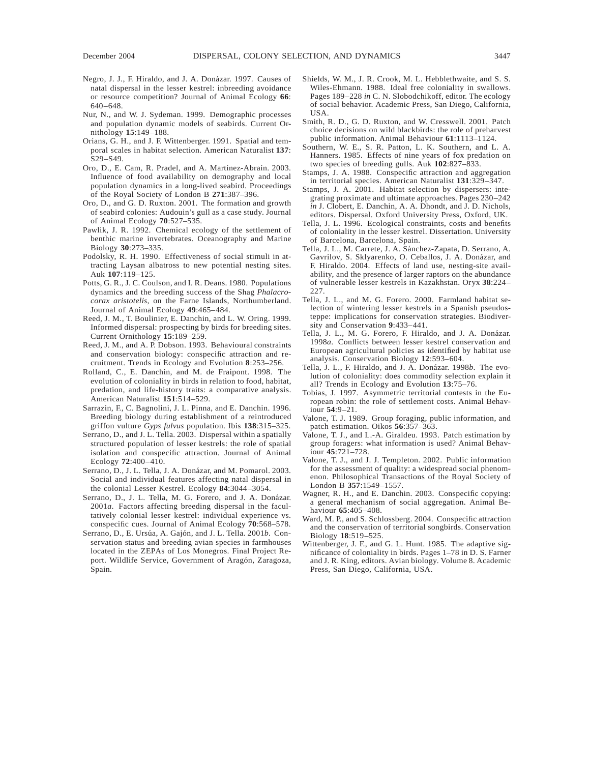Negro, J. J., F. Hiraldo, and J. A. Donázar. 1997. Causes of natal dispersal in the lesser kestrel: inbreeding avoidance or resource competition? Journal of Animal Ecology **66**: 640–648.

Nur, N., and W. J. Sydeman. 1999. Demographic processes and population dynamic models of seabirds. Current Ornithology **15**:149–188.

Orians, G. H., and J. F. Wittenberger. 1991. Spatial and temporal scales in habitat selection. American Naturalist **137**: S29–S49.

Oro, D., E. Cam, R. Pradel, and A. Martínez-Abraín. 2003. Influence of food availability on demography and local population dynamics in a long-lived seabird. Proceedings of the Royal Society of London B **271**:387–396.

Oro, D., and G. D. Ruxton. 2001. The formation and growth of seabird colonies: Audouin's gull as a case study. Journal of Animal Ecology **70**:527–535.

Pawlik, J. R. 1992. Chemical ecology of the settlement of benthic marine invertebrates. Oceanography and Marine Biology **30**:273–335.

Podolsky, R. H. 1990. Effectiveness of social stimuli in attracting Laysan albatross to new potential nesting sites. Auk **107**:119–125.

Potts, G. R., J. C. Coulson, and I. R. Deans. 1980. Populations dynamics and the breeding success of the Shag *Phalacrocorax aristotelis*, on the Farne Islands, Northumberland. Journal of Animal Ecology **49**:465–484.

Reed, J. M., T. Boulinier, E. Danchin, and L. W. Oring. 1999. Informed dispersal: prospecting by birds for breeding sites. Current Ornithology **15**:189–259.

Reed, J. M., and A. P. Dobson. 1993. Behavioural constraints and conservation biology: conspecific attraction and recruitment. Trends in Ecology and Evolution **8**:253–256.

Rolland, C., E. Danchin, and M. de Fraipont. 1998. The evolution of coloniality in birds in relation to food, habitat, predation, and life-history traits: a comparative analysis. American Naturalist **151**:514–529.

Sarrazin, F., C. Bagnolini, J. L. Pinna, and E. Danchin. 1996. Breeding biology during establishment of a reintroduced griffon vulture *Gyps fulvus* population. Ibis **138**:315–325.

Serrano, D., and J. L. Tella. 2003. Dispersal within a spatially structured population of lesser kestrels: the role of spatial isolation and conspecific attraction. Journal of Animal Ecology **72**:400–410.

Serrano, D., J. L. Tella, J. A. Donázar, and M. Pomarol. 2003. Social and individual features affecting natal dispersal in the colonial Lesser Kestrel. Ecology **84**:3044–3054.

Serrano, D., J. L. Tella, M. G. Forero, and J. A. Donázar. 2001*a*. Factors affecting breeding dispersal in the facultatively colonial lesser kestrel: individual experience vs. conspecific cues. Journal of Animal Ecology **70**:568–578.

Serrano, D., E. Ursúa, A. Gajón, and J. L. Tella. 2001*b*. Conservation status and breeding avian species in farmhouses located in the ZEPAs of Los Monegros. Final Project Report. Wildlife Service, Government of Aragón, Zaragoza, Spain.

Shields, W. M., J. R. Crook, M. L. Hebblethwaite, and S. S. Wiles-Ehmann. 1988. Ideal free coloniality in swallows. Pages 189–228 *in* C. N. Slobodchikoff, editor. The ecology of social behavior. Academic Press, San Diego, California, USA.

Smith, R. D., G. D. Ruxton, and W. Cresswell. 2001. Patch choice decisions on wild blackbirds: the role of preharvest public information. Animal Behaviour **61**:1113–1124.

Southern, W. E., S. R. Patton, L. K. Southern, and L. A. Hanners. 1985. Effects of nine years of fox predation on two species of breeding gulls. Auk **102**:827–833.

Stamps, J. A. 1988. Conspecific attraction and aggregation in territorial species. American Naturalist **131**:329–347.

Stamps, J. A. 2001. Habitat selection by dispersers: integrating proximate and ultimate approaches. Pages 230–242 *in* J. Clobert, E. Danchin, A. A. Dhondt, and J. D. Nichols, editors. Dispersal. Oxford University Press, Oxford, UK.

Tella, J. L. 1996. Ecological constraints, costs and benefits of coloniality in the lesser kestrel. Dissertation. University of Barcelona, Barcelona, Spain.

Tella, J. L., M. Carrete, J. A. Sánchez-Zapata, D. Serrano, A. Gavrilov, S. Sklyarenko, O. Ceballos, J. A. Donázar, and F. Hiraldo. 2004. Effects of land use, nesting-site availability, and the presence of larger raptors on the abundance of vulnerable lesser kestrels in Kazakhstan. Oryx **38**:224–227.

Tella, J. L., and M. G. Forero. 2000. Farmland habitat selection of wintering lesser kestrels in a Spanish pseudosteppe: implications for conservation strategies. Biodiversity and Conservation **9**:433–441.

Tella, J. L., M. G. Forero, F. Hiraldo, and J. A. Donázar. 1998*a*. Conflicts between lesser kestrel conservation and European agricultural policies as identified by habitat use analysis. Conservation Biology **12**:593–604.

Tella, J. L., F. Hiraldo, and J. A. Donázar. 1998*b*. The evolution of coloniality: does commodity selection explain it all? Trends in Ecology and Evolution **13**:75–76.

Tobias, J. 1997. Asymmetric territorial contests in the European robin: the role of settlement costs. Animal Behaviour **54**:9–21.

Valone, T. J. 1989. Group foraging, public information, and patch estimation. Oikos **56**:357–363.

Valone, T. J., and L.-A. Giraldeu. 1993. Patch estimation by group foragers: what information is used? Animal Behaviour **45**:721–728.

Valone, T. J., and J. J. Templeton. 2002. Public information for the assessment of quality: a widespread social phenomenon. Philosophical Transactions of the Royal Society of London B **357**:1549–1557.

Wagner, R. H., and E. Danchin. 2003. Conspecific copying: a general mechanism of social aggregation. Animal Behaviour **65**:405–408.

Ward, M. P., and S. Schlossberg. 2004. Conspecific attraction and the conservation of territorial songbirds. Conservation Biology **18**:519–525.

Wittenberger, J. F., and G. L. Hunt. 1985. The adaptive significance of coloniality in birds. Pages 1–78 in D. S. Farner and J. R. King, editors. Avian biology. Volume 8. Academic Press, San Diego, California, USA.